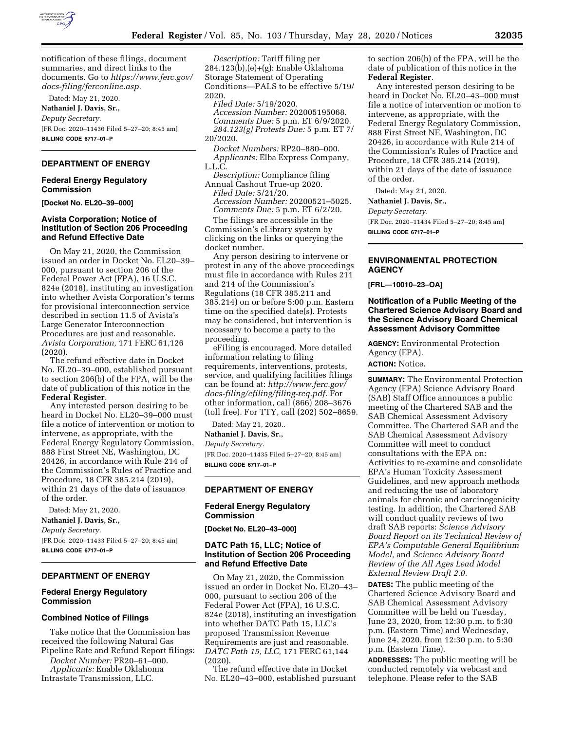notification of these filings, document summaries, and direct links to the documents. Go to *https://www.ferc.gov/docs-filing/ferconline.asp.*

Dated: May 21, 2020.

**Nathaniel J. Davis, Sr.,**

*Deputy Secretary.*

[FR Doc. 2020–11436 Filed 5–27–20; 8:45 am]

**BILLING CODE 6717–01–P**

## DEPARTMENT OF ENERGY

### Federal Energy Regulatory Commission

**[Docket No. EL20–39–000]**

### Avista Corporation; Notice of Institution of Section 206 Proceeding and Refund Effective Date

On May 21, 2020, the Commission issued an order in Docket No. EL20–39–000, pursuant to section 206 of the Federal Power Act (FPA), 16 U.S.C. 824e (2018), instituting an investigation into whether Avista Corporation's terms for provisional interconnection service described in section 11.5 of Avista's Large Generator Interconnection Procedures are just and reasonable. *Avista Corporation,* 171 FERC 61,126 (2020).

The refund effective date in Docket No. EL20–39–000, established pursuant to section 206(b) of the FPA, will be the date of publication of this notice in the **Federal Register**.

Any interested person desiring to be heard in Docket No. EL20–39–000 must file a notice of intervention or motion to intervene, as appropriate, with the Federal Energy Regulatory Commission, 888 First Street NE, Washington, DC 20426, in accordance with Rule 214 of the Commission's Rules of Practice and Procedure, 18 CFR 385.214 (2019), within 21 days of the date of issuance of the order.

Dated: May 21, 2020.

**Nathaniel J. Davis, Sr.,**

*Deputy Secretary.*

[FR Doc. 2020–11433 Filed 5–27–20; 8:45 am]

**BILLING CODE 6717–01–P**

## DEPARTMENT OF ENERGY

### Federal Energy Regulatory Commission

### Combined Notice of Filings

Take notice that the Commission has received the following Natural Gas Pipeline Rate and Refund Report filings:

*Docket Number:* PR20–61–000.

*Applicants:* Enable Oklahoma Intrastate Transmission, LLC.

*Description:* Tariff filing per 284.123(b),(e)+(g): Enable Oklahoma Storage Statement of Operating Conditions—PALS to be effective 5/19/2020.

*Filed Date:* 5/19/2020.

*Accession Number:* 202005195068.

*Comments Due:* 5 p.m. ET 6/9/2020.

*284.123(g) Protests Due:* 5 p.m. ET 7/20/2020.

*Docket Numbers:* RP20–880–000.

*Applicants:* Elba Express Company, L.L.C.

*Description:* Compliance filing Annual Cashout True-up 2020.

*Filed Date:* 5/21/20.

*Accession Number:* 20200521–5025.

*Comments Due:* 5 p.m. ET 6/2/20.

The filings are accessible in the Commission's eLibrary system by clicking on the links or querying the docket number.

Any person desiring to intervene or protest in any of the above proceedings must file in accordance with Rules 211 and 214 of the Commission's Regulations (18 CFR 385.211 and 385.214) on or before 5:00 p.m. Eastern time on the specified date(s). Protests may be considered, but intervention is necessary to become a party to the proceeding.

eFiling is encouraged. More detailed information relating to filing requirements, interventions, protests, service, and qualifying facilities filings can be found at: *http://www.ferc.gov/docs-filing/efiling/filing-req.pdf.* For other information, call (866) 208–3676 (toll free). For TTY, call (202) 502–8659.

Dated: May 21, 2020..

**Nathaniel J. Davis, Sr.,**

*Deputy Secretary.*

[FR Doc. 2020–11435 Filed 5–27–20; 8:45 am]

**BILLING CODE 6717–01–P**

## DEPARTMENT OF ENERGY

### Federal Energy Regulatory Commission

**[Docket No. EL20–43–000]**

### DATC Path 15, LLC; Notice of Institution of Section 206 Proceeding and Refund Effective Date

On May 21, 2020, the Commission issued an order in Docket No. EL20–43–000, pursuant to section 206 of the Federal Power Act (FPA), 16 U.S.C. 824e (2018), instituting an investigation into whether DATC Path 15, LLC's proposed Transmission Revenue Requirements are just and reasonable. *DATC Path 15, LLC,* 171 FERC 61,144 (2020).

The refund effective date in Docket No. EL20–43–000, established pursuant to section 206(b) of the FPA, will be the date of publication of this notice in the **Federal Register**.

Any interested person desiring to be heard in Docket No. EL20–43–000 must file a notice of intervention or motion to intervene, as appropriate, with the Federal Energy Regulatory Commission, 888 First Street NE, Washington, DC 20426, in accordance with Rule 214 of the Commission's Rules of Practice and Procedure, 18 CFR 385.214 (2019), within 21 days of the date of issuance of the order.

Dated: May 21, 2020.

**Nathaniel J. Davis, Sr.,**

*Deputy Secretary.*

[FR Doc. 2020–11434 Filed 5–27–20; 8:45 am]

**BILLING CODE 6717–01–P**

## ENVIRONMENTAL PROTECTION AGENCY

**[FRL—10010–23–OA]**

### Notification of a Public Meeting of the Chartered Science Advisory Board and the Science Advisory Board Chemical Assessment Advisory Committee

**AGENCY:** Environmental Protection Agency (EPA).

**ACTION:** Notice.

**SUMMARY:** The Environmental Protection Agency (EPA) Science Advisory Board (SAB) Staff Office announces a public meeting of the Chartered SAB and the SAB Chemical Assessment Advisory Committee. The Chartered SAB and the SAB Chemical Assessment Advisory Committee will meet to conduct consultations with the EPA on: Activities to re-examine and consolidate EPA's Human Toxicity Assessment Guidelines, and new approach methods and reducing the use of laboratory animals for chronic and carcinogenicity testing. In addition, the Chartered SAB will conduct quality reviews of two draft SAB reports: *Science Advisory Board Report on its Technical Review of EPA's Computable General Equilibrium Model,* and *Science Advisory Board Review of the All Ages Lead Model External Review Draft 2.0.*

**DATES:** The public meeting of the Chartered Science Advisory Board and SAB Chemical Assessment Advisory Committee will be held on Tuesday, June 23, 2020, from 12:30 p.m. to 5:30 p.m. (Eastern Time) and Wednesday, June 24, 2020, from 12:30 p.m. to 5:30 p.m. (Eastern Time).

**ADDRESSES:** The public meeting will be conducted remotely via webcast and telephone. Please refer to the SAB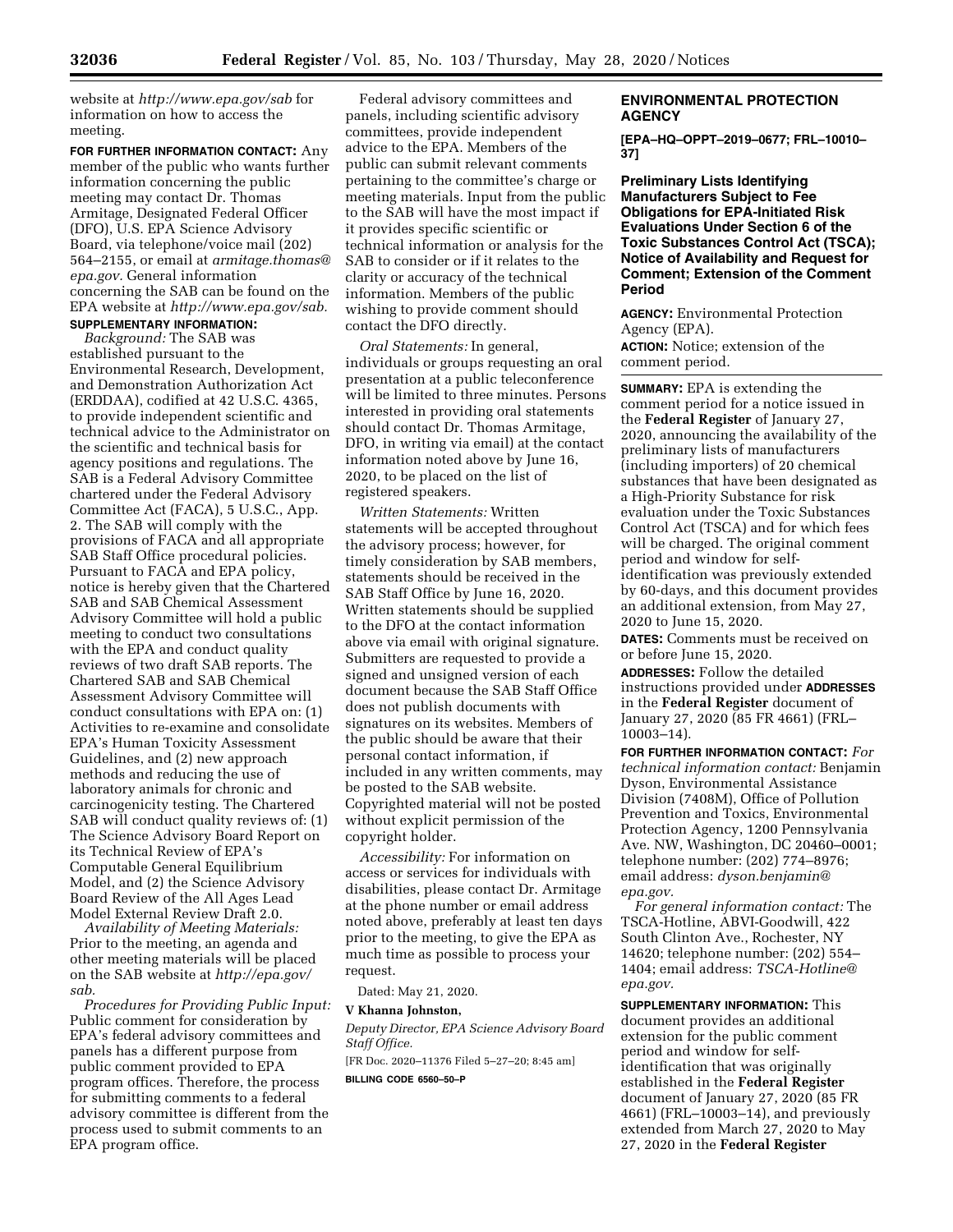website at *http://www.epa.gov/sab* for information on how to access the meeting.

**FOR FURTHER INFORMATION CONTACT:** Any member of the public who wants further information concerning the public meeting may contact Dr. Thomas Armitage, Designated Federal Officer (DFO), U.S. EPA Science Advisory Board, via telephone/voice mail (202) 564–2155, or email at *armitage.thomas@epa.gov.* General information concerning the SAB can be found on the EPA website at *http://www.epa.gov/sab.*

**SUPPLEMENTARY INFORMATION:**

*Background:* The SAB was established pursuant to the Environmental Research, Development, and Demonstration Authorization Act (ERDDAA), codified at 42 U.S.C. 4365, to provide independent scientific and technical advice to the Administrator on the scientific and technical basis for agency positions and regulations. The SAB is a Federal Advisory Committee chartered under the Federal Advisory Committee Act (FACA), 5 U.S.C., App. 2. The SAB will comply with the provisions of FACA and all appropriate SAB Staff Office procedural policies. Pursuant to FACA and EPA policy, notice is hereby given that the Chartered SAB and SAB Chemical Assessment Advisory Committee will hold a public meeting to conduct two consultations with the EPA and conduct quality reviews of two draft SAB reports. The Chartered SAB and SAB Chemical Assessment Advisory Committee will conduct consultations with EPA on: (1) Activities to re-examine and consolidate EPA's Human Toxicity Assessment Guidelines, and (2) new approach methods and reducing the use of laboratory animals for chronic and carcinogenicity testing. The Chartered SAB will conduct quality reviews of: (1) The Science Advisory Board Report on its Technical Review of EPA's Computable General Equilibrium Model, and (2) the Science Advisory Board Review of the All Ages Lead Model External Review Draft 2.0.

*Availability of Meeting Materials:* Prior to the meeting, an agenda and other meeting materials will be placed on the SAB website at *http://epa.gov/sab.*

*Procedures for Providing Public Input:* Public comment for consideration by EPA's federal advisory committees and panels has a different purpose from public comment provided to EPA program offices. Therefore, the process for submitting comments to a federal advisory committee is different from the process used to submit comments to an EPA program office.

Federal advisory committees and panels, including scientific advisory committees, provide independent advice to the EPA. Members of the public can submit relevant comments pertaining to the committee's charge or meeting materials. Input from the public to the SAB will have the most impact if it provides specific scientific or technical information or analysis for the SAB to consider or if it relates to the clarity or accuracy of the technical information. Members of the public wishing to provide comment should contact the DFO directly.

*Oral Statements:* In general, individuals or groups requesting an oral presentation at a public teleconference will be limited to three minutes. Persons interested in providing oral statements should contact Dr. Thomas Armitage, DFO, in writing via email) at the contact information noted above by June 16, 2020, to be placed on the list of registered speakers.

*Written Statements:* Written statements will be accepted throughout the advisory process; however, for timely consideration by SAB members, statements should be received in the SAB Staff Office by June 16, 2020. Written statements should be supplied to the DFO at the contact information above via email with original signature. Submitters are requested to provide a signed and unsigned version of each document because the SAB Staff Office does not publish documents with signatures on its websites. Members of the public should be aware that their personal contact information, if included in any written comments, may be posted to the SAB website. Copyrighted material will not be posted without explicit permission of the copyright holder.

*Accessibility:* For information on access or services for individuals with disabilities, please contact Dr. Armitage at the phone number or email address noted above, preferably at least ten days prior to the meeting, to give the EPA as much time as possible to process your request.

Dated: May 21, 2020.

**V Khanna Johnston,**

*Deputy Director, EPA Science Advisory Board Staff Office.*

[FR Doc. 2020–11376 Filed 5–27–20; 8:45 am]

**BILLING CODE 6560–50–P**

## ENVIRONMENTAL PROTECTION AGENCY

**[EPA–HQ–OPPT–2019–0677; FRL–10010–37]**

### Preliminary Lists Identifying Manufacturers Subject to Fee Obligations for EPA-Initiated Risk Evaluations Under Section 6 of the Toxic Substances Control Act (TSCA); Notice of Availability and Request for Comment; Extension of the Comment Period

**AGENCY:** Environmental Protection Agency (EPA).

**ACTION:** Notice; extension of the comment period.

**SUMMARY:** EPA is extending the comment period for a notice issued in the **Federal Register** of January 27, 2020, announcing the availability of the preliminary lists of manufacturers (including importers) of 20 chemical substances that have been designated as a High-Priority Substance for risk evaluation under the Toxic Substances Control Act (TSCA) and for which fees will be charged. The original comment period and window for self-identification was previously extended by 60-days, and this document provides an additional extension, from May 27, 2020 to June 15, 2020.

**DATES:** Comments must be received on or before June 15, 2020.

**ADDRESSES:** Follow the detailed instructions provided under **ADDRESSES** in the **Federal Register** document of January 27, 2020 (85 FR 4661) (FRL–10003–14).

**FOR FURTHER INFORMATION CONTACT:** *For technical information contact:* Benjamin Dyson, Environmental Assistance Division (7408M), Office of Pollution Prevention and Toxics, Environmental Protection Agency, 1200 Pennsylvania Ave. NW, Washington, DC 20460–0001; telephone number: (202) 774–8976; email address: *dyson.benjamin@epa.gov.*

*For general information contact:* The TSCA-Hotline, ABVI-Goodwill, 422 South Clinton Ave., Rochester, NY 14620; telephone number: (202) 554–1404; email address: *TSCA-Hotline@epa.gov.*

**SUPPLEMENTARY INFORMATION:** This document provides an additional extension for the public comment period and window for self-identification that was originally established in the **Federal Register** document of January 27, 2020 (85 FR 4661) (FRL–10003–14), and previously extended from March 27, 2020 to May 27, 2020 in the **Federal Register**